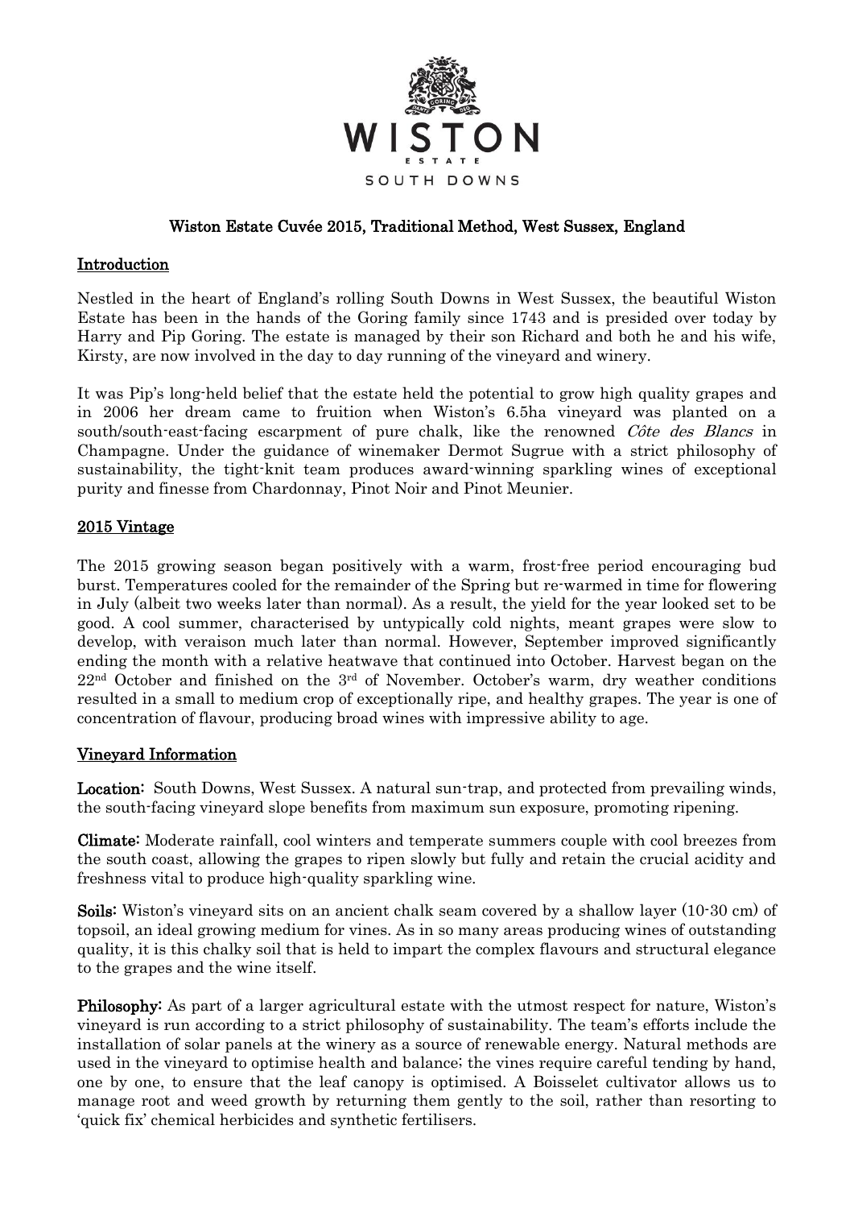WISTON

ESTATE

SOUTH DOWNS

# Wiston Estate Cuvée 2015, Traditional Method, West Sussex, England

## Introduction

Nestled in the heart of England's rolling South Downs in West Sussex, the beautiful Wiston Estate has been in the hands of the Goring family since 1743 and is presided over today by Harry and Pip Goring. The estate is managed by their son Richard and both he and his wife, Kirsty, are now involved in the day to day running of the vineyard and winery.

It was Pip's long-held belief that the estate held the potential to grow high quality grapes and in 2006 her dream came to fruition when Wiston's 6.5ha vineyard was planted on a south/south-east-facing escarpment of pure chalk, like the renowned *Côte des Blancs* in Champagne. Under the guidance of winemaker Dermot Sugrue with a strict philosophy of sustainability, the tight-knit team produces award-winning sparkling wines of exceptional purity and finesse from Chardonnay, Pinot Noir and Pinot Meunier.

## 2015 Vintage

The 2015 growing season began positively with a warm, frost-free period encouraging bud burst. Temperatures cooled for the remainder of the Spring but re-warmed in time for flowering in July (albeit two weeks later than normal). As a result, the yield for the year looked set to be good. A cool summer, characterised by untypically cold nights, meant grapes were slow to develop, with veraison much later than normal. However, September improved significantly ending the month with a relative heatwave that continued into October. Harvest began on the 22nd October and finished on the 3rd of November. October's warm, dry weather conditions resulted in a small to medium crop of exceptionally ripe, and healthy grapes. The year is one of concentration of flavour, producing broad wines with impressive ability to age.

## Vineyard Information

**Location:** South Downs, West Sussex. A natural sun-trap, and protected from prevailing winds, the south-facing vineyard slope benefits from maximum sun exposure, promoting ripening.

**Climate:** Moderate rainfall, cool winters and temperate summers couple with cool breezes from the south coast, allowing the grapes to ripen slowly but fully and retain the crucial acidity and freshness vital to produce high-quality sparkling wine.

**Soils:** Wiston's vineyard sits on an ancient chalk seam covered by a shallow layer (10-30 cm) of topsoil, an ideal growing medium for vines. As in so many areas producing wines of outstanding quality, it is this chalky soil that is held to impart the complex flavours and structural elegance to the grapes and the wine itself.

**Philosophy:** As part of a larger agricultural estate with the utmost respect for nature, Wiston's vineyard is run according to a strict philosophy of sustainability. The team's efforts include the installation of solar panels at the winery as a source of renewable energy. Natural methods are used in the vineyard to optimise health and balance; the vines require careful tending by hand, one by one, to ensure that the leaf canopy is optimised. A Boisselet cultivator allows us to manage root and weed growth by returning them gently to the soil, rather than resorting to 'quick fix' chemical herbicides and synthetic fertilisers.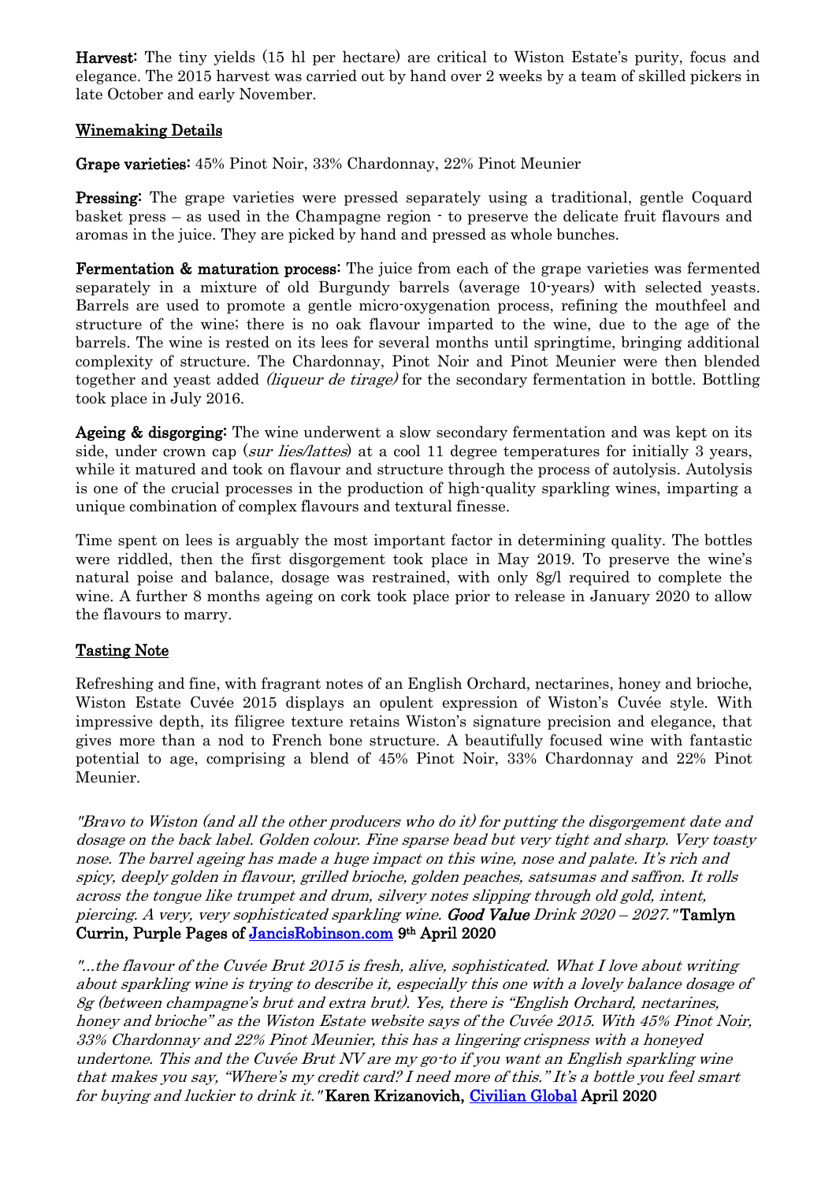**Harvest:** The tiny yields (15 hl per hectare) are critical to Wiston Estate's purity, focus and elegance. The 2015 harvest was carried out by hand over 2 weeks by a team of skilled pickers in late October and early November.

## Winemaking Details

**Grape varieties:** 45% Pinot Noir, 33% Chardonnay, 22% Pinot Meunier

**Pressing:** The grape varieties were pressed separately using a traditional, gentle Coquard basket press – as used in the Champagne region - to preserve the delicate fruit flavours and aromas in the juice. They are picked by hand and pressed as whole bunches.

**Fermentation & maturation process:** The juice from each of the grape varieties was fermented separately in a mixture of old Burgundy barrels (average 10-years) with selected yeasts. Barrels are used to promote a gentle micro-oxygenation process, refining the mouthfeel and structure of the wine; there is no oak flavour imparted to the wine, due to the age of the barrels. The wine is rested on its lees for several months until springtime, bringing additional complexity of structure. The Chardonnay, Pinot Noir and Pinot Meunier were then blended together and yeast added *(liqueur de tirage)* for the secondary fermentation in bottle. Bottling took place in July 2016.

**Ageing & disgorging:** The wine underwent a slow secondary fermentation and was kept on its side, under crown cap (*sur lies/lattes*) at a cool 11 degree temperatures for initially 3 years, while it matured and took on flavour and structure through the process of autolysis. Autolysis is one of the crucial processes in the production of high-quality sparkling wines, imparting a unique combination of complex flavours and textural finesse.

Time spent on lees is arguably the most important factor in determining quality. The bottles were riddled, then the first disgorgement took place in May 2019. To preserve the wine's natural poise and balance, dosage was restrained, with only 8g/l required to complete the wine. A further 8 months ageing on cork took place prior to release in January 2020 to allow the flavours to marry.

## Tasting Note

Refreshing and fine, with fragrant notes of an English Orchard, nectarines, honey and brioche, Wiston Estate Cuvée 2015 displays an opulent expression of Wiston's Cuvée style. With impressive depth, its filigree texture retains Wiston's signature precision and elegance, that gives more than a nod to French bone structure. A beautifully focused wine with fantastic potential to age, comprising a blend of 45% Pinot Noir, 33% Chardonnay and 22% Pinot Meunier.

*"Bravo to Wiston (and all the other producers who do it) for putting the disgorgement date and dosage on the back label. Golden colour. Fine sparse bead but very tight and sharp. Very toasty nose. The barrel ageing has made a huge impact on this wine, nose and palate. It's rich and spicy, deeply golden in flavour, grilled brioche, golden peaches, satsumas and saffron. It rolls across the tongue like trumpet and drum, silvery notes slipping through old gold, intent, piercing. A very, very sophisticated sparkling wine.* ***Good Value*** *Drink 2020 – 2027."* **Tamlyn Currin, Purple Pages of JancisRobinson.com 9th April 2020**

*"...the flavour of the Cuvée Brut 2015 is fresh, alive, sophisticated. What I love about writing about sparkling wine is trying to describe it, especially this one with a lovely balance dosage of 8g (between champagne's brut and extra brut). Yes, there is "English Orchard, nectarines, honey and brioche" as the Wiston Estate website says of the Cuvée 2015. With 45% Pinot Noir, 33% Chardonnay and 22% Pinot Meunier, this has a lingering crispness with a honeyed undertone. This and the Cuvée Brut NV are my go-to if you want an English sparkling wine that makes you say, "Where's my credit card? I need more of this." It's a bottle you feel smart for buying and luckier to drink it."* **Karen Krizanovich, Civilian Global April 2020**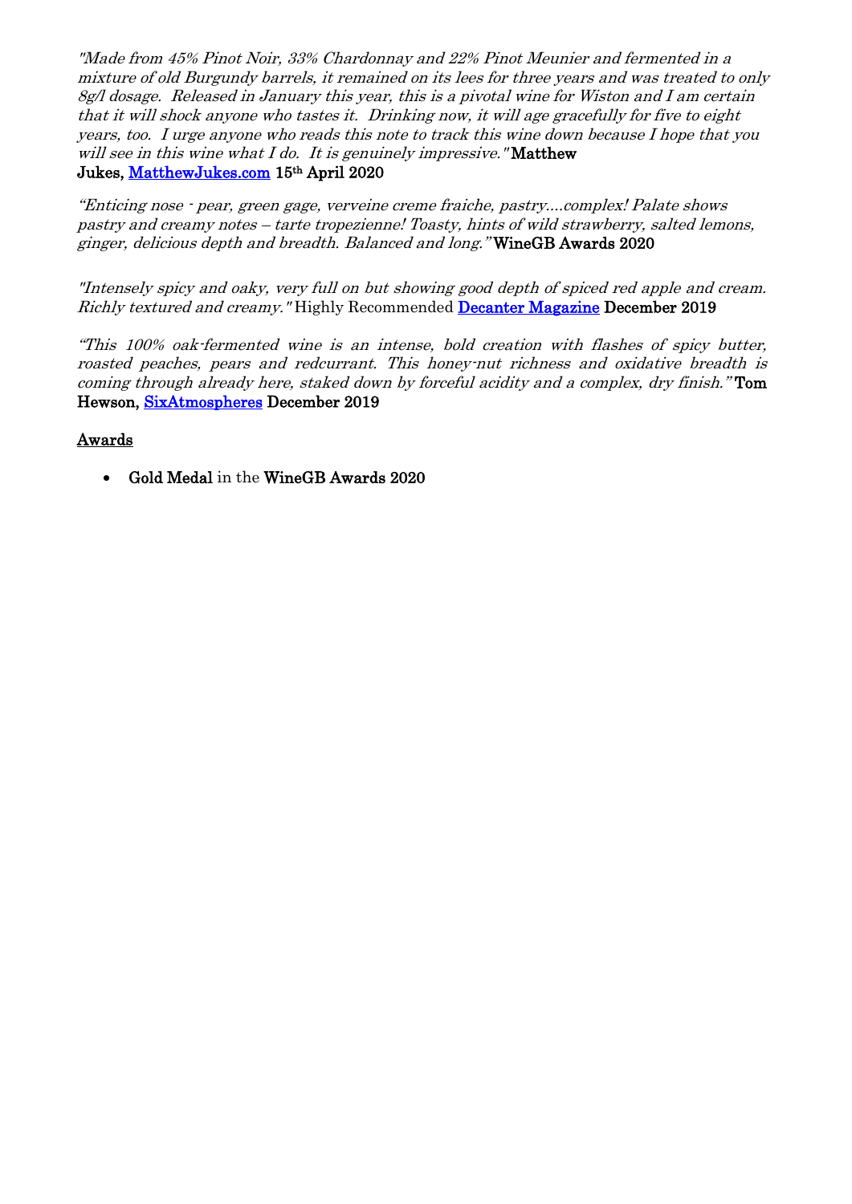*"Made from 45% Pinot Noir, 33% Chardonnay and 22% Pinot Meunier and fermented in a mixture of old Burgundy barrels, it remained on its lees for three years and was treated to only 8g/l dosage. Released in January this year, this is a pivotal wine for Wiston and I am certain that it will shock anyone who tastes it. Drinking now, it will age gracefully for five to eight years, too. I urge anyone who reads this note to track this wine down because I hope that you will see in this wine what I do. It is genuinely impressive."* **Matthew Jukes, [MatthewJukes.com](MatthewJukes.com) 15th April 2020**

*"Enticing nose - pear, green gage, verveine creme fraiche, pastry....complex! Palate shows pastry and creamy notes – tarte tropezienne! Toasty, hints of wild strawberry, salted lemons, ginger, delicious depth and breadth. Balanced and long."* **WineGB Awards 2020**

*"Intensely spicy and oaky, very full on but showing good depth of spiced red apple and cream. Richly textured and creamy."* Highly Recommended **[Decanter Magazine]() December 2019**

*"This 100% oak-fermented wine is an intense, bold creation with flashes of spicy butter, roasted peaches, pears and redcurrant. This honey-nut richness and oxidative breadth is coming through already here, staked down by forceful acidity and a complex, dry finish."* **Tom Hewson, [SixAtmospheres]() December 2019**

## Awards

- **Gold Medal** in the **WineGB Awards 2020**